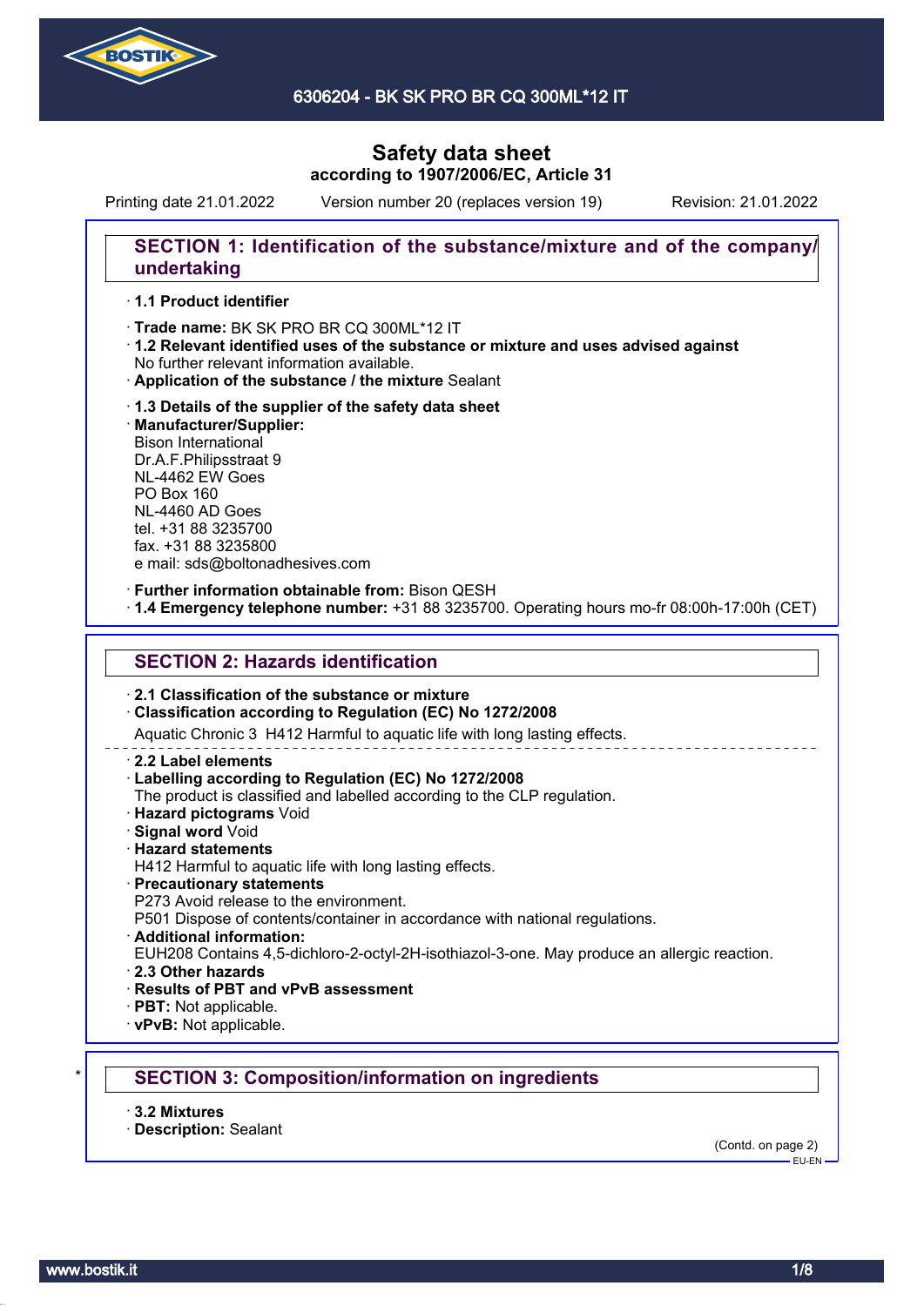# Safety data sheet

**according to 1907/2006/EC, Article 31**

Printing date 21.01.2022 Version number 20 (replaces version 19) Revision: 21.01.2022

## SECTION 1: Identification of the substance/mixture and of the company/undertaking

· **1.1 Product identifier**

· **Trade name:** BK SK PRO BR CQ 300ML*12 IT

· **1.2 Relevant identified uses of the substance or mixture and uses advised against**
No further relevant information available.

· **Application of the substance / the mixture** Sealant

· **1.3 Details of the supplier of the safety data sheet**

· **Manufacturer/Supplier:**
Bison International
Dr.A.F.Philipsstraat 9
NL-4462 EW Goes
PO Box 160
NL-4460 AD Goes
tel. +31 88 3235700
fax. +31 88 3235800
e mail: sds@boltonadhesives.com

· **Further information obtainable from:** Bison QESH

· **1.4 Emergency telephone number:** +31 88 3235700. Operating hours mo-fr 08:00h-17:00h (CET)

## SECTION 2: Hazards identification

· **2.1 Classification of the substance or mixture**

· **Classification according to Regulation (EC) No 1272/2008**
Aquatic Chronic 3 H412 Harmful to aquatic life with long lasting effects.

· **2.2 Label elements**

· **Labelling according to Regulation (EC) No 1272/2008**
The product is classified and labelled according to the CLP regulation.

· **Hazard pictograms** Void

· **Signal word** Void

· **Hazard statements**
H412 Harmful to aquatic life with long lasting effects.

· **Precautionary statements**
P273 Avoid release to the environment.
P501 Dispose of contents/container in accordance with national regulations.

· **Additional information:**
EUH208 Contains 4,5-dichloro-2-octyl-2H-isothiazol-3-one. May produce an allergic reaction.

· **2.3 Other hazards**

· **Results of PBT and vPvB assessment**

· **PBT:** Not applicable.

· **vPvB:** Not applicable.

## SECTION 3: Composition/information on ingredients

· **3.2 Mixtures**

· **Description:** Sealant

(Contd. on page 2)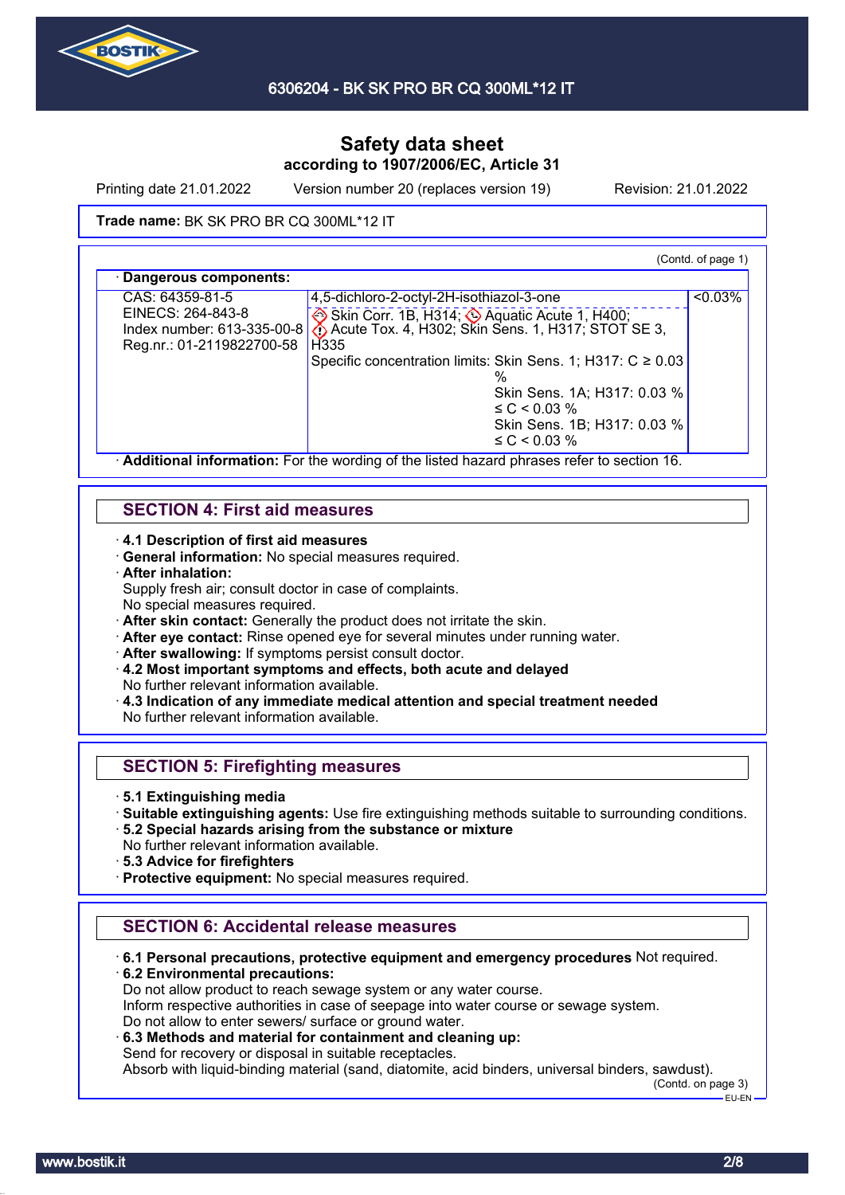**Safety data sheet**
**according to 1907/2006/EC, Article 31**

Printing date 21.01.2022 Version number 20 (replaces version 19) Revision: 21.01.2022

**Trade name:** BK SK PRO BR CQ 300ML*12 IT

(Contd. of page 1)

· **Dangerous components:**

| | | |
|---|---|---|
| CAS: 64359-81-5<br>EINECS: 264-843-8<br>Index number: 613-335-00-8<br>Reg.nr.: 01-2119822700-58 | 4,5-dichloro-2-octyl-2H-isothiazol-3-one<br>Skin Corr. 1B, H314; Aquatic Acute 1, H400; Acute Tox. 4, H302; Skin Sens. 1, H317; STOT SE 3, H335<br>Specific concentration limits: Skin Sens. 1; H317: C ≥ 0.03 %<br>Skin Sens. 1A; H317: 0.03 % ≤ C < 0.03 %<br>Skin Sens. 1B; H317: 0.03 % ≤ C < 0.03 % | <0.03% |

· **Additional information:** For the wording of the listed hazard phrases refer to section 16.

## SECTION 4: First aid measures

· **4.1 Description of first aid measures**
· **General information:** No special measures required.
· **After inhalation:**
Supply fresh air; consult doctor in case of complaints.
No special measures required.
· **After skin contact:** Generally the product does not irritate the skin.
· **After eye contact:** Rinse opened eye for several minutes under running water.
· **After swallowing:** If symptoms persist consult doctor.
· **4.2 Most important symptoms and effects, both acute and delayed**
No further relevant information available.
· **4.3 Indication of any immediate medical attention and special treatment needed**
No further relevant information available.

## SECTION 5: Firefighting measures

· **5.1 Extinguishing media**
· **Suitable extinguishing agents:** Use fire extinguishing methods suitable to surrounding conditions.
· **5.2 Special hazards arising from the substance or mixture**
No further relevant information available.
· **5.3 Advice for firefighters**
· **Protective equipment:** No special measures required.

## SECTION 6: Accidental release measures

· **6.1 Personal precautions, protective equipment and emergency procedures** Not required.
· **6.2 Environmental precautions:**
Do not allow product to reach sewage system or any water course.
Inform respective authorities in case of seepage into water course or sewage system.
Do not allow to enter sewers/ surface or ground water.
· **6.3 Methods and material for containment and cleaning up:**
Send for recovery or disposal in suitable receptacles.
Absorb with liquid-binding material (sand, diatomite, acid binders, universal binders, sawdust).

(Contd. on page 3)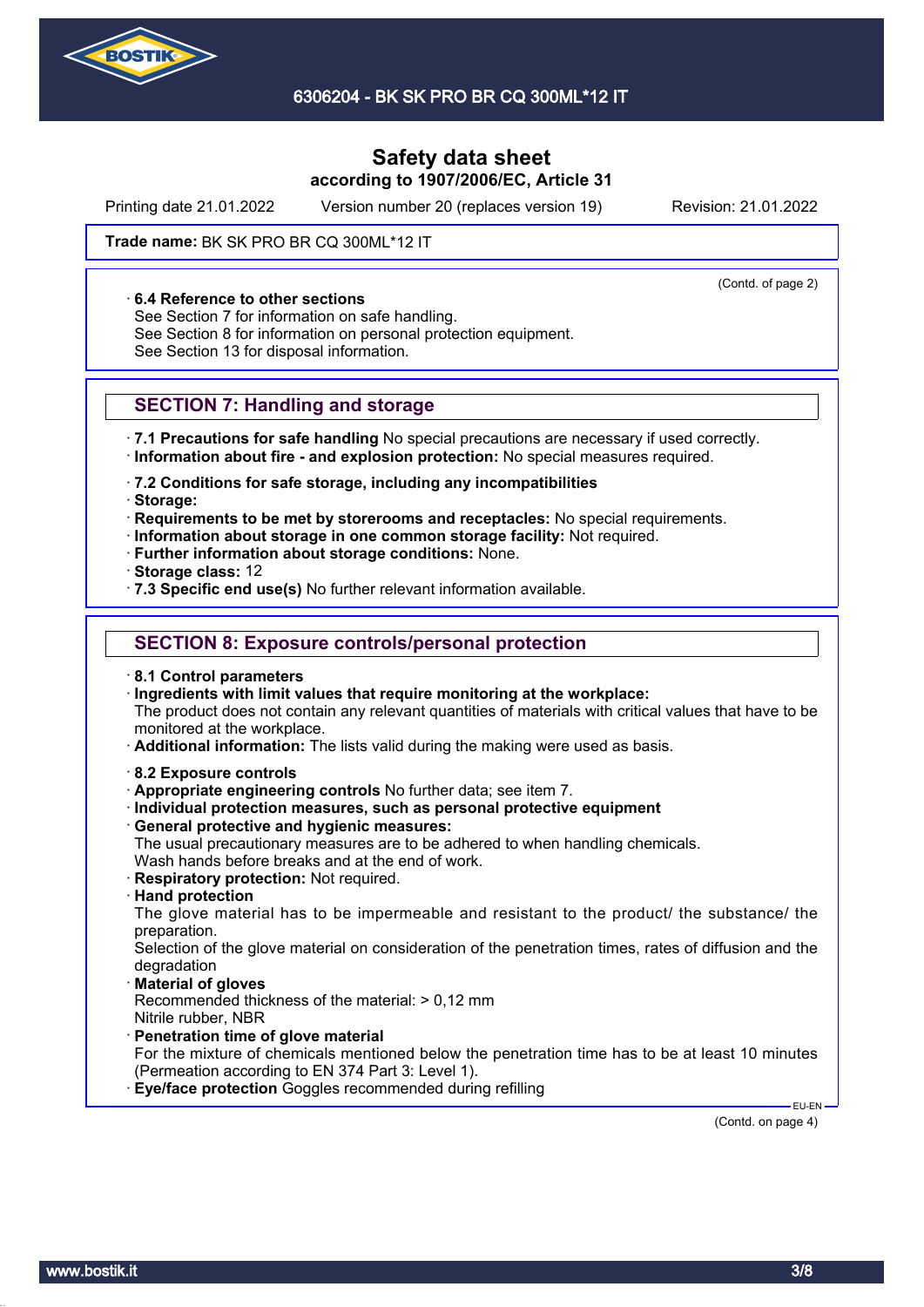# Safety data sheet

**according to 1907/2006/EC, Article 31**

Printing date 21.01.2022 Version number 20 (replaces version 19) Revision: 21.01.2022

**Trade name:** BK SK PRO BR CQ 300ML*12 IT

(Contd. of page 2)

· **6.4 Reference to other sections**
See Section 7 for information on safe handling.
See Section 8 for information on personal protection equipment.
See Section 13 for disposal information.

## SECTION 7: Handling and storage

· **7.1 Precautions for safe handling** No special precautions are necessary if used correctly.
· **Information about fire - and explosion protection:** No special measures required.

· **7.2 Conditions for safe storage, including any incompatibilities**
· **Storage:**
· **Requirements to be met by storerooms and receptacles:** No special requirements.
· **Information about storage in one common storage facility:** Not required.
· **Further information about storage conditions:** None.
· **Storage class:** 12
· **7.3 Specific end use(s)** No further relevant information available.

## SECTION 8: Exposure controls/personal protection

· **8.1 Control parameters**
· **Ingredients with limit values that require monitoring at the workplace:**
The product does not contain any relevant quantities of materials with critical values that have to be monitored at the workplace.
· **Additional information:** The lists valid during the making were used as basis.

· **8.2 Exposure controls**
· **Appropriate engineering controls** No further data; see item 7.
· **Individual protection measures, such as personal protective equipment**
· **General protective and hygienic measures:**
The usual precautionary measures are to be adhered to when handling chemicals.
Wash hands before breaks and at the end of work.
· **Respiratory protection:** Not required.
· **Hand protection**
The glove material has to be impermeable and resistant to the product/ the substance/ the preparation.
Selection of the glove material on consideration of the penetration times, rates of diffusion and the degradation
· **Material of gloves**
Recommended thickness of the material: > 0,12 mm
Nitrile rubber, NBR
· **Penetration time of glove material**
For the mixture of chemicals mentioned below the penetration time has to be at least 10 minutes (Permeation according to EN 374 Part 3: Level 1).
· **Eye/face protection** Goggles recommended during refilling

EU-EN

(Contd. on page 4)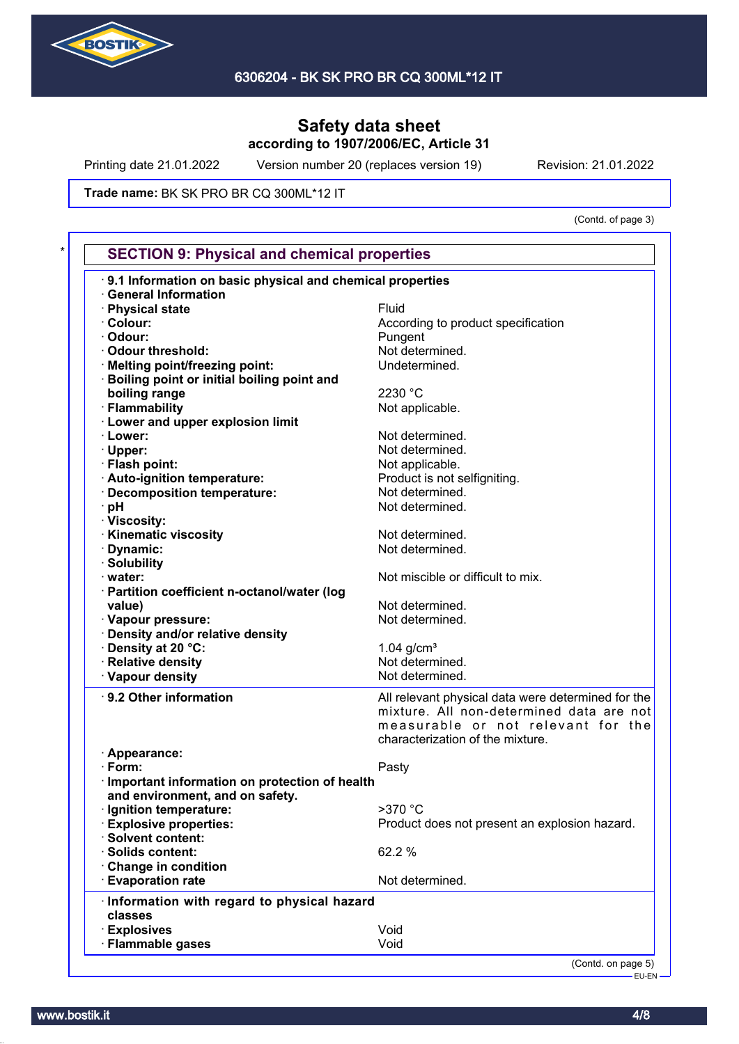Trade name: BK SK PRO BR CQ 300ML*12 IT

(Contd. of page 3)

## SECTION 9: Physical and chemical properties

| Property | Value |
|---|---|
| **9.1 Information on basic physical and chemical properties** | |
| **General Information** | |
| **Physical state** | Fluid |
| **Colour:** | According to product specification |
| **Odour:** | Pungent |
| **Odour threshold:** | Not determined. |
| **Melting point/freezing point:** | Undetermined. |
| **Boiling point or initial boiling point and boiling range** | 2230 °C |
| **Flammability** | Not applicable. |
| **Lower and upper explosion limit** | |
| **Lower:** | Not determined. |
| **Upper:** | Not determined. |
| **Flash point:** | Not applicable. |
| **Auto-ignition temperature:** | Product is not selfigniting. |
| **Decomposition temperature:** | Not determined. |
| **pH** | Not determined. |
| **Viscosity:** | |
| **Kinematic viscosity** | Not determined. |
| **Dynamic:** | Not determined. |
| **Solubility** | |
| **water:** | Not miscible or difficult to mix. |
| **Partition coefficient n-octanol/water (log value)** | Not determined. |
| **Vapour pressure:** | Not determined. |
| **Density and/or relative density** | |
| **Density at 20 °C:** | 1.04 g/cm³ |
| **Relative density** | Not determined. |
| **Vapour density** | Not determined. |

| Property | Value |
|---|---|
| **9.2 Other information** | All relevant physical data were determined for the mixture. All non-determined data are not measurable or not relevant for the characterization of the mixture. |
| **Appearance:** | |
| **Form:** | Pasty |
| **Important information on protection of health and environment, and on safety.** | |
| **Ignition temperature:** | >370 °C |
| **Explosive properties:** | Product does not present an explosion hazard. |
| **Solvent content:** | |
| **Solids content:** | 62.2 % |
| **Change in condition** | |
| **Evaporation rate** | Not determined. |

| Property | Value |
|---|---|
| **Information with regard to physical hazard classes** | |
| **Explosives** | Void |
| **Flammable gases** | Void |

(Contd. on page 5)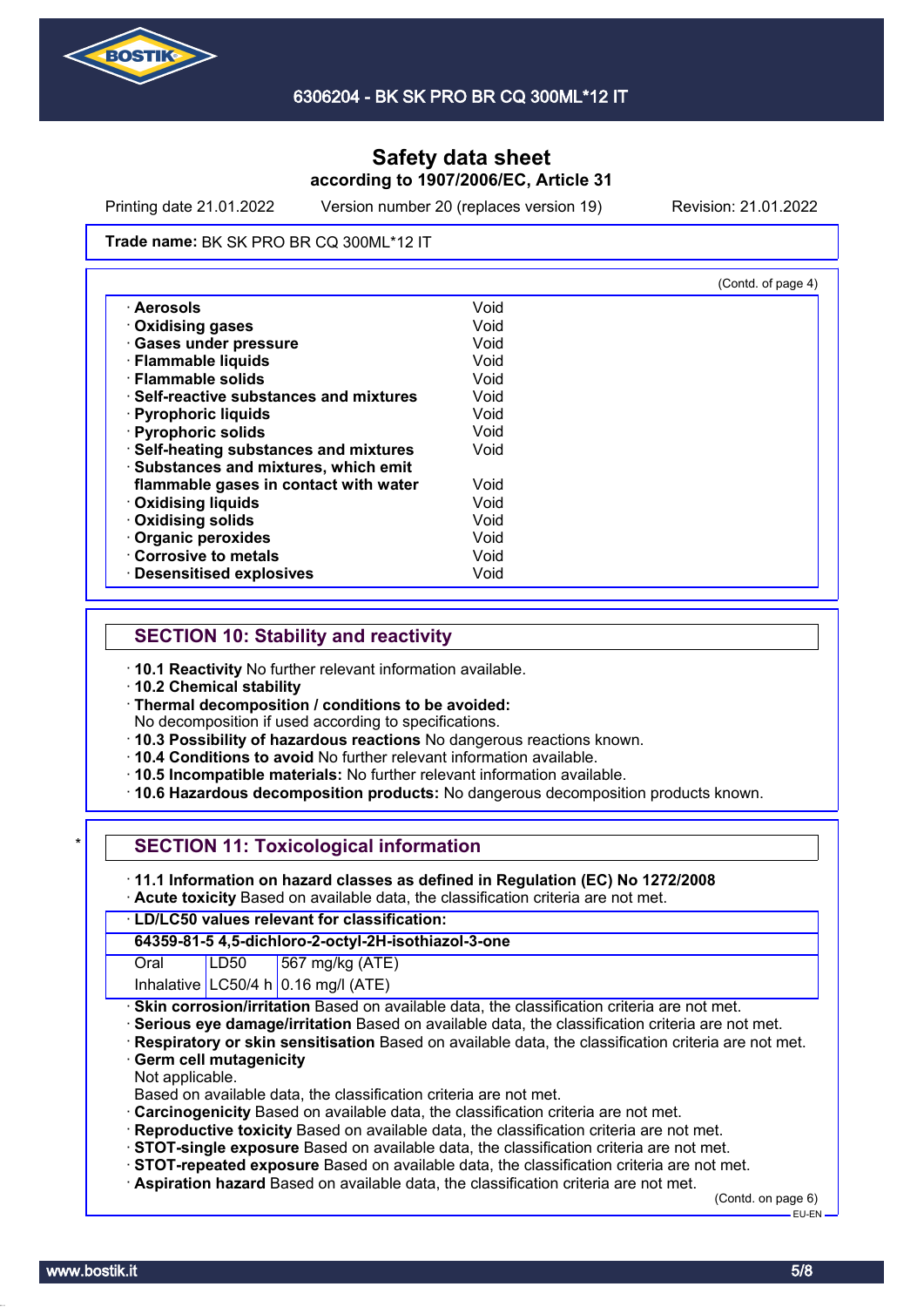Safety data sheet
according to 1907/2006/EC, Article 31

Printing date 21.01.2022 Version number 20 (replaces version 19) Revision: 21.01.2022

**Trade name:** BK SK PRO BR CQ 300ML*12 IT

(Contd. of page 4)

| | |
|---|---|
| · **Aerosols** | Void |
| · **Oxidising gases** | Void |
| · **Gases under pressure** | Void |
| · **Flammable liquids** | Void |
| · **Flammable solids** | Void |
| · **Self-reactive substances and mixtures** | Void |
| · **Pyrophoric liquids** | Void |
| · **Pyrophoric solids** | Void |
| · **Self-heating substances and mixtures** | Void |
| · **Substances and mixtures, which emit flammable gases in contact with water** | Void |
| · **Oxidising liquids** | Void |
| · **Oxidising solids** | Void |
| · **Organic peroxides** | Void |
| · **Corrosive to metals** | Void |
| · **Desensitised explosives** | Void |

## SECTION 10: Stability and reactivity

- · **10.1 Reactivity** No further relevant information available.
- · **10.2 Chemical stability**
- · **Thermal decomposition / conditions to be avoided:**
  No decomposition if used according to specifications.
- · **10.3 Possibility of hazardous reactions** No dangerous reactions known.
- · **10.4 Conditions to avoid** No further relevant information available.
- · **10.5 Incompatible materials:** No further relevant information available.
- · **10.6 Hazardous decomposition products:** No dangerous decomposition products known.

## * SECTION 11: Toxicological information

- · **11.1 Information on hazard classes as defined in Regulation (EC) No 1272/2008**
- · **Acute toxicity** Based on available data, the classification criteria are not met.

| · **LD/LC50 values relevant for classification:** | | |
|---|---|---|
| **64359-81-5 4,5-dichloro-2-octyl-2H-isothiazol-3-one** | | |
| Oral | LD50 | 567 mg/kg (ATE) |
| Inhalative | LC50/4 h | 0.16 mg/l (ATE) |

- · **Skin corrosion/irritation** Based on available data, the classification criteria are not met.
- · **Serious eye damage/irritation** Based on available data, the classification criteria are not met.
- · **Respiratory or skin sensitisation** Based on available data, the classification criteria are not met.
- · **Germ cell mutagenicity**
  Not applicable.
  Based on available data, the classification criteria are not met.
- · **Carcinogenicity** Based on available data, the classification criteria are not met.
- · **Reproductive toxicity** Based on available data, the classification criteria are not met.
- · **STOT-single exposure** Based on available data, the classification criteria are not met.
- · **STOT-repeated exposure** Based on available data, the classification criteria are not met.
- · **Aspiration hazard** Based on available data, the classification criteria are not met.

(Contd. on page 6)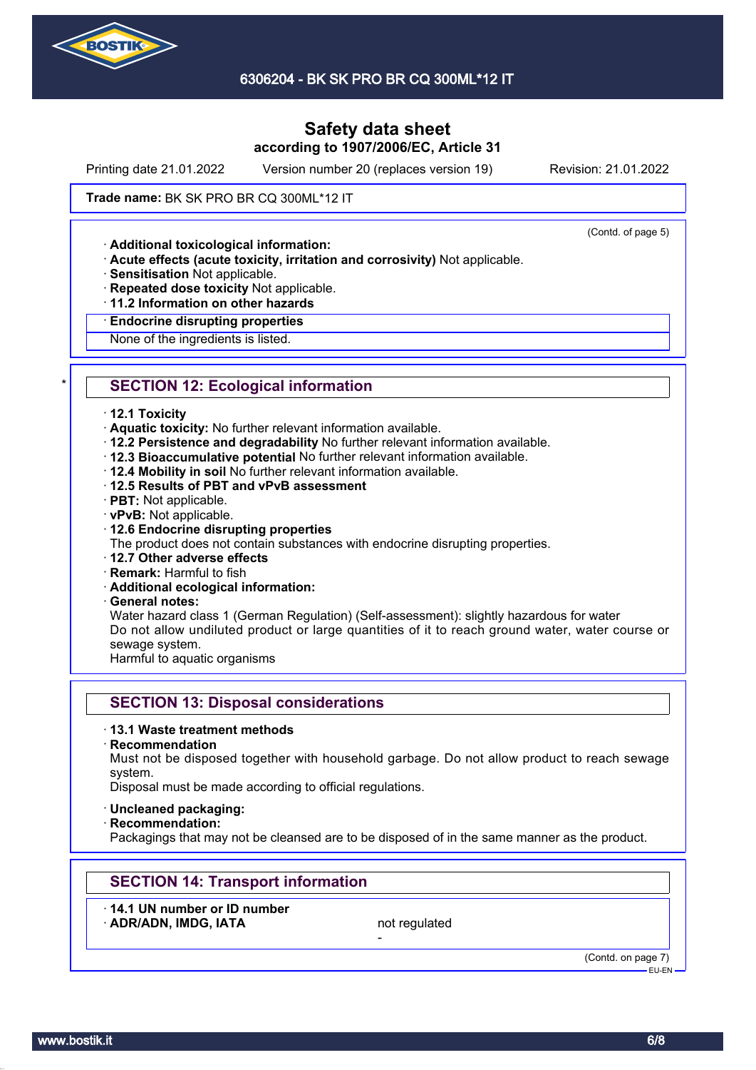**Trade name:** BK SK PRO BR CQ 300ML*12 IT

(Contd. of page 5)

· **Additional toxicological information:**
· **Acute effects (acute toxicity, irritation and corrosivity)** Not applicable.
· **Sensitisation** Not applicable.
· **Repeated dose toxicity** Not applicable.
· **11.2 Information on other hazards**

· **Endocrine disrupting properties**
None of the ingredients is listed.

## SECTION 12: Ecological information

· **12.1 Toxicity**
· **Aquatic toxicity:** No further relevant information available.
· **12.2 Persistence and degradability** No further relevant information available.
· **12.3 Bioaccumulative potential** No further relevant information available.
· **12.4 Mobility in soil** No further relevant information available.
· **12.5 Results of PBT and vPvB assessment**
· **PBT:** Not applicable.
· **vPvB:** Not applicable.
· **12.6 Endocrine disrupting properties**
The product does not contain substances with endocrine disrupting properties.
· **12.7 Other adverse effects**
· **Remark:** Harmful to fish
· **Additional ecological information:**
· **General notes:**
Water hazard class 1 (German Regulation) (Self-assessment): slightly hazardous for water
Do not allow undiluted product or large quantities of it to reach ground water, water course or sewage system.
Harmful to aquatic organisms

## SECTION 13: Disposal considerations

· **13.1 Waste treatment methods**
· **Recommendation**
Must not be disposed together with household garbage. Do not allow product to reach sewage system.
Disposal must be made according to official regulations.

· **Uncleaned packaging:**
· **Recommendation:**
Packagings that may not be cleansed are to be disposed of in the same manner as the product.

## SECTION 14: Transport information

· **14.1 UN number or ID number**
· **ADR/ADN, IMDG, IATA** not regulated
-

(Contd. on page 7)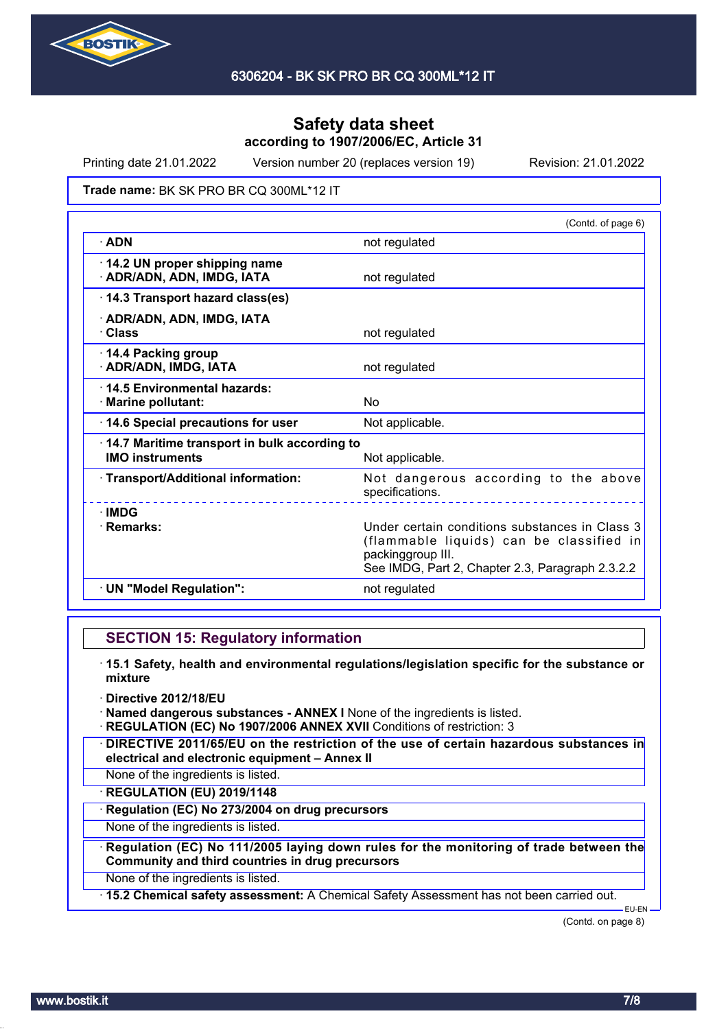# Safety data sheet
## according to 1907/2006/EC, Article 31

Printing date 21.01.2022 Version number 20 (replaces version 19) Revision: 21.01.2022

**Trade name:** BK SK PRO BR CQ 300ML*12 IT

(Contd. of page 6)

| | |
|---|---|
| · **ADN** | not regulated |
| · **14.2 UN proper shipping name** · **ADR/ADN, ADN, IMDG, IATA** | not regulated |
| · **14.3 Transport hazard class(es)** · **ADR/ADN, ADN, IMDG, IATA** · **Class** | not regulated |
| · **14.4 Packing group** · **ADR/ADN, IMDG, IATA** | not regulated |
| · **14.5 Environmental hazards:** · **Marine pollutant:** | No |
| · **14.6 Special precautions for user** | Not applicable. |
| · **14.7 Maritime transport in bulk according to IMO instruments** | Not applicable. |
| · **Transport/Additional information:** | Not dangerous according to the above specifications. |
| · **IMDG** · **Remarks:** | Under certain conditions substances in Class 3 (flammable liquids) can be classified in packinggroup III. See IMDG, Part 2, Chapter 2.3, Paragraph 2.3.2.2 |
| · **UN "Model Regulation":** | not regulated |

## SECTION 15: Regulatory information

· **15.1 Safety, health and environmental regulations/legislation specific for the substance or mixture**

· **Directive 2012/18/EU**

· **Named dangerous substances - ANNEX I** None of the ingredients is listed.

· **REGULATION (EC) No 1907/2006 ANNEX XVII** Conditions of restriction: 3

· **DIRECTIVE 2011/65/EU on the restriction of the use of certain hazardous substances in electrical and electronic equipment – Annex II**

None of the ingredients is listed.

· **REGULATION (EU) 2019/1148**

· **Regulation (EC) No 273/2004 on drug precursors**

None of the ingredients is listed.

· **Regulation (EC) No 111/2005 laying down rules for the monitoring of trade between the Community and third countries in drug precursors**

None of the ingredients is listed.

· **15.2 Chemical safety assessment:** A Chemical Safety Assessment has not been carried out.

(Contd. on page 8)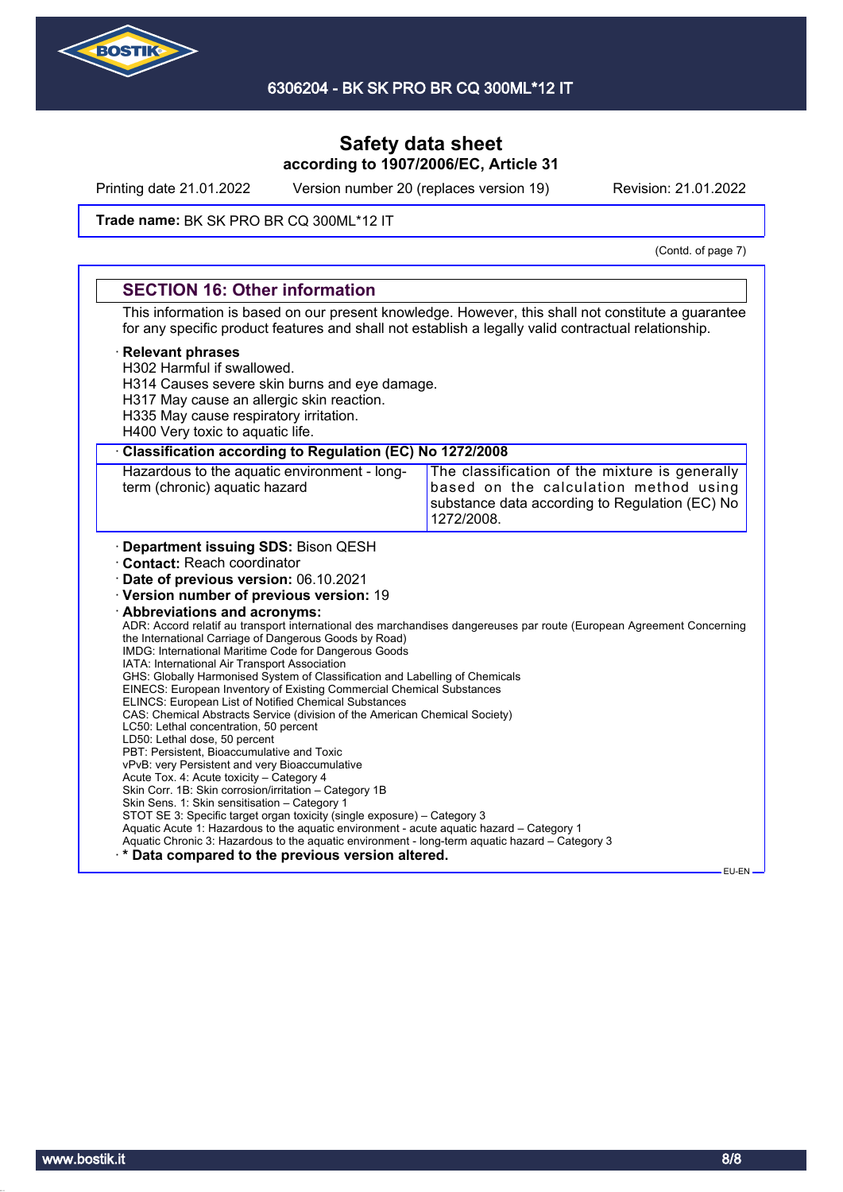# Safety data sheet
**according to 1907/2006/EC, Article 31**

Printing date 21.01.2022 Version number 20 (replaces version 19) Revision: 21.01.2022

**Trade name:** BK SK PRO BR CQ 300ML*12 IT

(Contd. of page 7)

## SECTION 16: Other information

This information is based on our present knowledge. However, this shall not constitute a guarantee for any specific product features and shall not establish a legally valid contractual relationship.

· **Relevant phrases**
H302 Harmful if swallowed.
H314 Causes severe skin burns and eye damage.
H317 May cause an allergic skin reaction.
H335 May cause respiratory irritation.
H400 Very toxic to aquatic life.

· **Classification according to Regulation (EC) No 1272/2008**

| | |
|---|---|
| Hazardous to the aquatic environment - long-term (chronic) aquatic hazard | The classification of the mixture is generally based on the calculation method using substance data according to Regulation (EC) No 1272/2008. |

· **Department issuing SDS:** Bison QESH
· **Contact:** Reach coordinator
· **Date of previous version:** 06.10.2021
· **Version number of previous version:** 19
· **Abbreviations and acronyms:**
ADR: Accord relatif au transport international des marchandises dangereuses par route (European Agreement Concerning the International Carriage of Dangerous Goods by Road)
IMDG: International Maritime Code for Dangerous Goods
IATA: International Air Transport Association
GHS: Globally Harmonised System of Classification and Labelling of Chemicals
EINECS: European Inventory of Existing Commercial Chemical Substances
ELINCS: European List of Notified Chemical Substances
CAS: Chemical Abstracts Service (division of the American Chemical Society)
LC50: Lethal concentration, 50 percent
LD50: Lethal dose, 50 percent
PBT: Persistent, Bioaccumulative and Toxic
vPvB: very Persistent and very Bioaccumulative
Acute Tox. 4: Acute toxicity – Category 4
Skin Corr. 1B: Skin corrosion/irritation – Category 1B
Skin Sens. 1: Skin sensitisation – Category 1
STOT SE 3: Specific target organ toxicity (single exposure) – Category 3
Aquatic Acute 1: Hazardous to the aquatic environment - acute aquatic hazard – Category 1
Aquatic Chronic 3: Hazardous to the aquatic environment - long-term aquatic hazard – Category 3

· **\* Data compared to the previous version altered.**

EU-EN